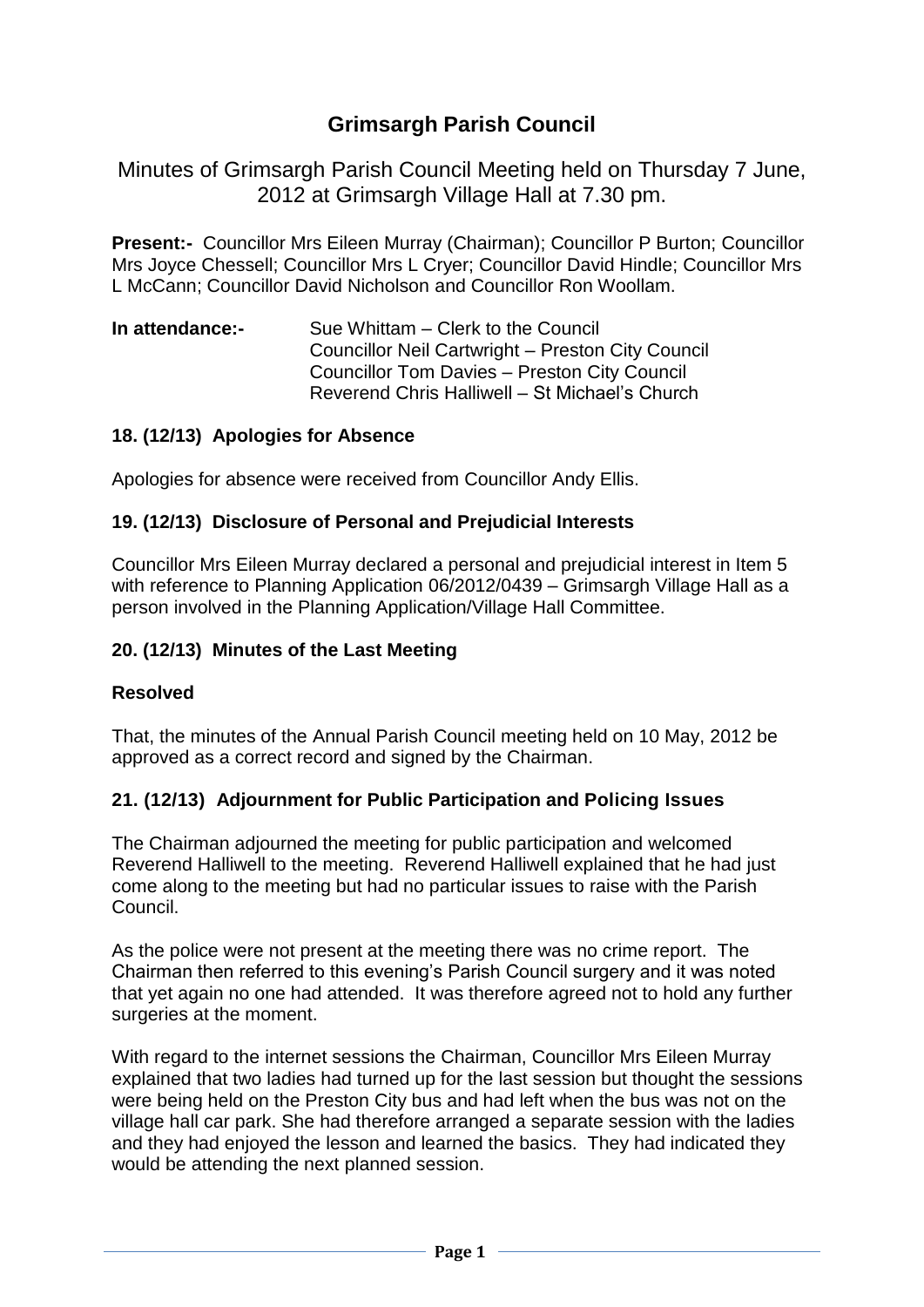# Grimsargh Parish Council

Minutes of Grimsargh Parish Council Meeting held on Thursday 7 June, 2012 at Grimsargh Village Hall at 7.30 pm.

**Present:-** Councillor Mrs Eileen Murray (Chairman); Councillor P Burton; Councillor Mrs Joyce Chessell; Councillor Mrs L Cryer; Councillor David Hindle; Councillor Mrs L McCann; Councillor David Nicholson and Councillor Ron Woollam.

**In attendance:-**
Sue Whittam – Clerk to the Council
Councillor Neil Cartwright – Preston City Council
Councillor Tom Davies – Preston City Council
Reverend Chris Halliwell – St Michael's Church

### 18. (12/13) Apologies for Absence

Apologies for absence were received from Councillor Andy Ellis.

### 19. (12/13) Disclosure of Personal and Prejudicial Interests

Councillor Mrs Eileen Murray declared a personal and prejudicial interest in Item 5 with reference to Planning Application 06/2012/0439 – Grimsargh Village Hall as a person involved in the Planning Application/Village Hall Committee.

### 20. (12/13) Minutes of the Last Meeting

**Resolved**

That, the minutes of the Annual Parish Council meeting held on 10 May, 2012 be approved as a correct record and signed by the Chairman.

### 21. (12/13) Adjournment for Public Participation and Policing Issues

The Chairman adjourned the meeting for public participation and welcomed Reverend Halliwell to the meeting. Reverend Halliwell explained that he had just come along to the meeting but had no particular issues to raise with the Parish Council.

As the police were not present at the meeting there was no crime report. The Chairman then referred to this evening's Parish Council surgery and it was noted that yet again no one had attended. It was therefore agreed not to hold any further surgeries at the moment.

With regard to the internet sessions the Chairman, Councillor Mrs Eileen Murray explained that two ladies had turned up for the last session but thought the sessions were being held on the Preston City bus and had left when the bus was not on the village hall car park. She had therefore arranged a separate session with the ladies and they had enjoyed the lesson and learned the basics. They had indicated they would be attending the next planned session.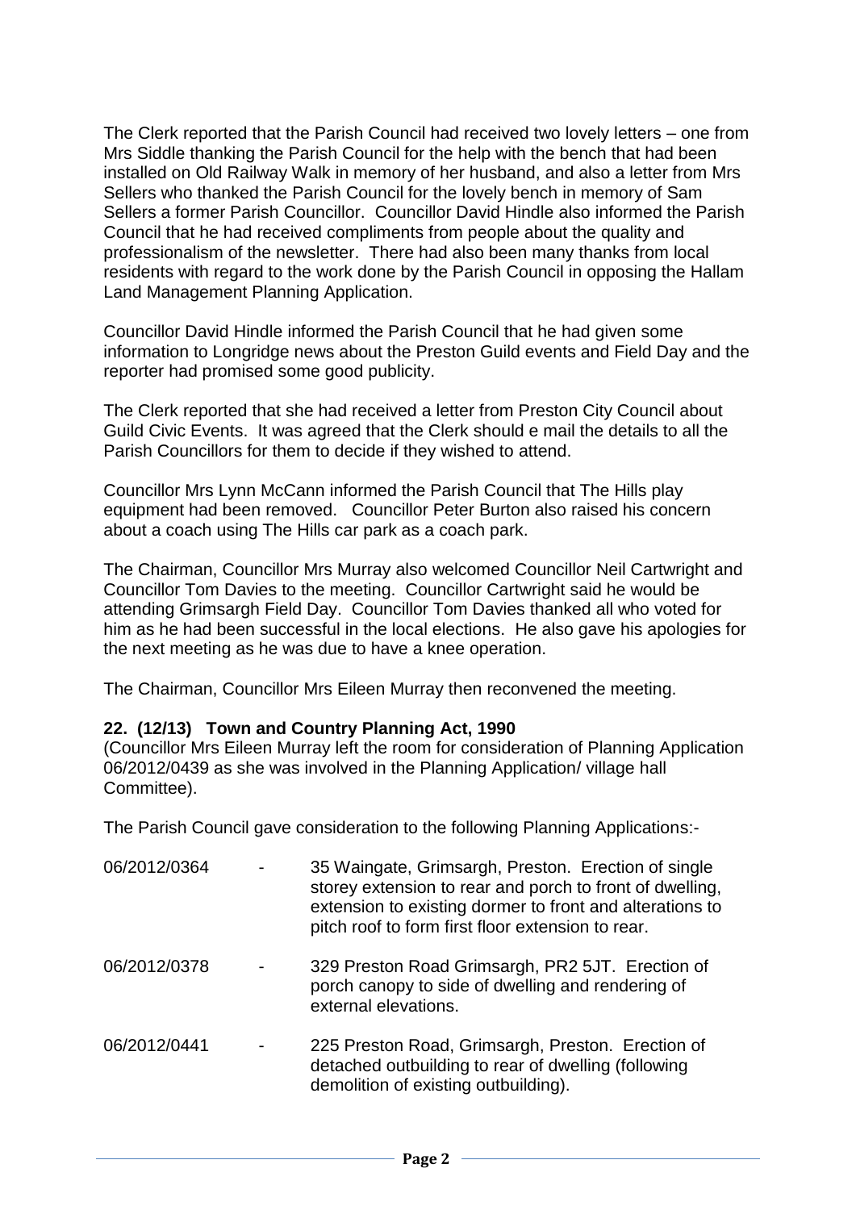The Clerk reported that the Parish Council had received two lovely letters – one from Mrs Siddle thanking the Parish Council for the help with the bench that had been installed on Old Railway Walk in memory of her husband, and also a letter from Mrs Sellers who thanked the Parish Council for the lovely bench in memory of Sam Sellers a former Parish Councillor. Councillor David Hindle also informed the Parish Council that he had received compliments from people about the quality and professionalism of the newsletter. There had also been many thanks from local residents with regard to the work done by the Parish Council in opposing the Hallam Land Management Planning Application.

Councillor David Hindle informed the Parish Council that he had given some information to Longridge news about the Preston Guild events and Field Day and the reporter had promised some good publicity.

The Clerk reported that she had received a letter from Preston City Council about Guild Civic Events. It was agreed that the Clerk should e mail the details to all the Parish Councillors for them to decide if they wished to attend.

Councillor Mrs Lynn McCann informed the Parish Council that The Hills play equipment had been removed. Councillor Peter Burton also raised his concern about a coach using The Hills car park as a coach park.

The Chairman, Councillor Mrs Murray also welcomed Councillor Neil Cartwright and Councillor Tom Davies to the meeting. Councillor Cartwright said he would be attending Grimsargh Field Day. Councillor Tom Davies thanked all who voted for him as he had been successful in the local elections. He also gave his apologies for the next meeting as he was due to have a knee operation.

The Chairman, Councillor Mrs Eileen Murray then reconvened the meeting.

**22. (12/13) Town and Country Planning Act, 1990**

(Councillor Mrs Eileen Murray left the room for consideration of Planning Application 06/2012/0439 as she was involved in the Planning Application/ village hall Committee).

The Parish Council gave consideration to the following Planning Applications:-

06/2012/0364 - 35 Waingate, Grimsargh, Preston. Erection of single storey extension to rear and porch to front of dwelling, extension to existing dormer to front and alterations to pitch roof to form first floor extension to rear.

06/2012/0378 - 329 Preston Road Grimsargh, PR2 5JT. Erection of porch canopy to side of dwelling and rendering of external elevations.

06/2012/0441 - 225 Preston Road, Grimsargh, Preston. Erection of detached outbuilding to rear of dwelling (following demolition of existing outbuilding).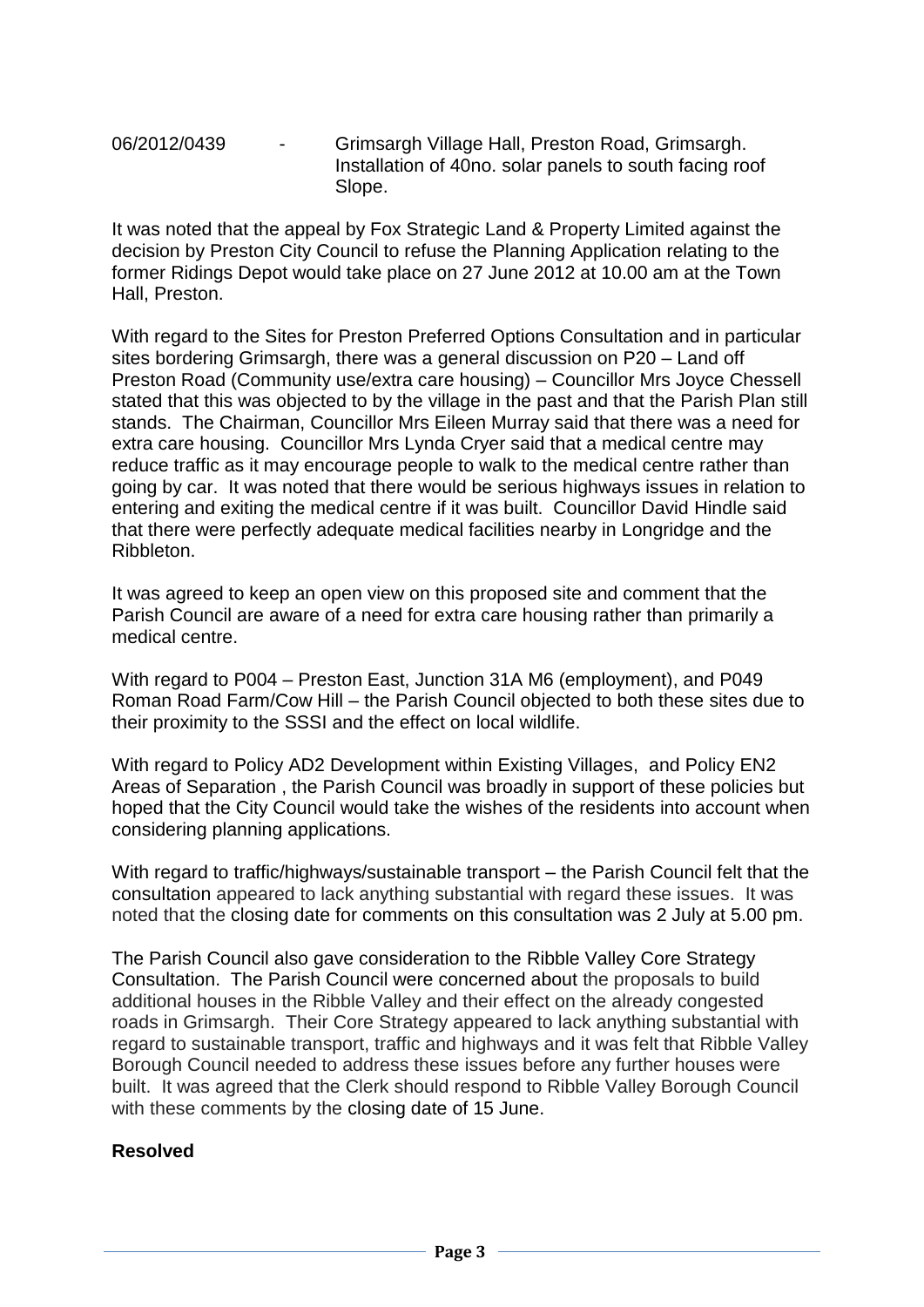06/2012/0439 - Grimsargh Village Hall, Preston Road, Grimsargh. Installation of 40no. solar panels to south facing roof Slope.

It was noted that the appeal by Fox Strategic Land & Property Limited against the decision by Preston City Council to refuse the Planning Application relating to the former Ridings Depot would take place on 27 June 2012 at 10.00 am at the Town Hall, Preston.

With regard to the Sites for Preston Preferred Options Consultation and in particular sites bordering Grimsargh, there was a general discussion on P20 – Land off Preston Road (Community use/extra care housing) – Councillor Mrs Joyce Chessell stated that this was objected to by the village in the past and that the Parish Plan still stands. The Chairman, Councillor Mrs Eileen Murray said that there was a need for extra care housing. Councillor Mrs Lynda Cryer said that a medical centre may reduce traffic as it may encourage people to walk to the medical centre rather than going by car. It was noted that there would be serious highways issues in relation to entering and exiting the medical centre if it was built. Councillor David Hindle said that there were perfectly adequate medical facilities nearby in Longridge and the Ribbleton.

It was agreed to keep an open view on this proposed site and comment that the Parish Council are aware of a need for extra care housing rather than primarily a medical centre.

With regard to P004 – Preston East, Junction 31A M6 (employment), and P049 Roman Road Farm/Cow Hill – the Parish Council objected to both these sites due to their proximity to the SSSI and the effect on local wildlife.

With regard to Policy AD2 Development within Existing Villages, and Policy EN2 Areas of Separation , the Parish Council was broadly in support of these policies but hoped that the City Council would take the wishes of the residents into account when considering planning applications.

With regard to traffic/highways/sustainable transport – the Parish Council felt that the consultation appeared to lack anything substantial with regard these issues. It was noted that the closing date for comments on this consultation was 2 July at 5.00 pm.

The Parish Council also gave consideration to the Ribble Valley Core Strategy Consultation. The Parish Council were concerned about the proposals to build additional houses in the Ribble Valley and their effect on the already congested roads in Grimsargh. Their Core Strategy appeared to lack anything substantial with regard to sustainable transport, traffic and highways and it was felt that Ribble Valley Borough Council needed to address these issues before any further houses were built. It was agreed that the Clerk should respond to Ribble Valley Borough Council with these comments by the closing date of 15 June.

**Resolved**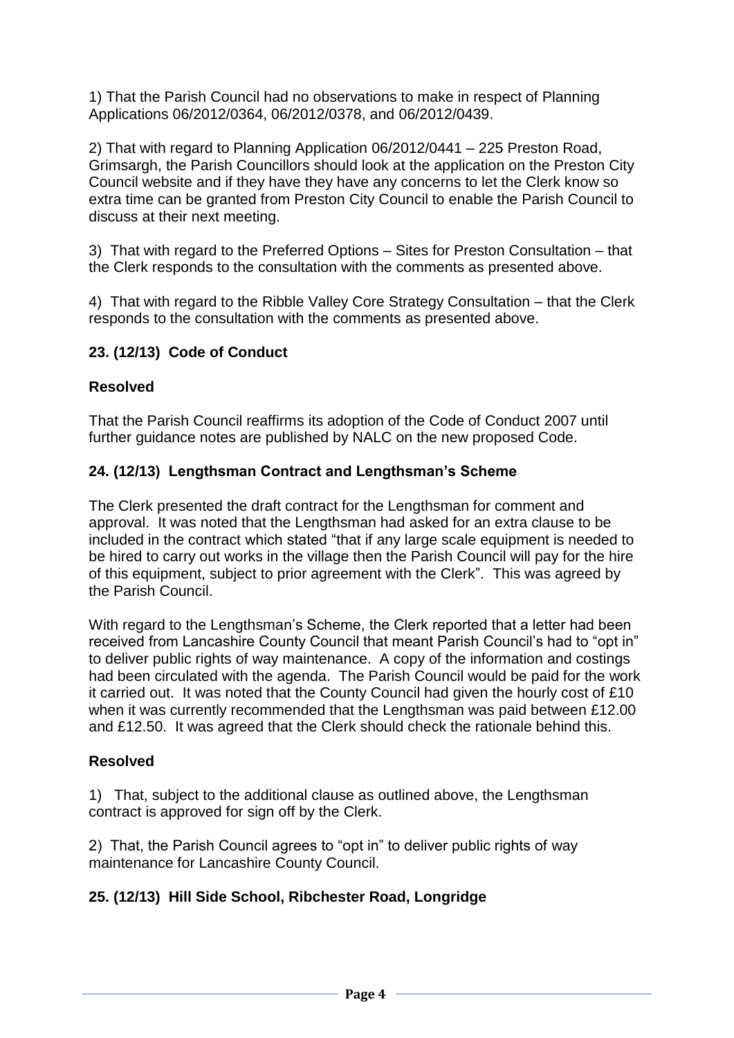1) That the Parish Council had no observations to make in respect of Planning Applications 06/2012/0364, 06/2012/0378, and 06/2012/0439.

2) That with regard to Planning Application 06/2012/0441 – 225 Preston Road, Grimsargh, the Parish Councillors should look at the application on the Preston City Council website and if they have they have any concerns to let the Clerk know so extra time can be granted from Preston City Council to enable the Parish Council to discuss at their next meeting.

3) That with regard to the Preferred Options – Sites for Preston Consultation – that the Clerk responds to the consultation with the comments as presented above.

4) That with regard to the Ribble Valley Core Strategy Consultation – that the Clerk responds to the consultation with the comments as presented above.

### 23. (12/13) Code of Conduct

**Resolved**

That the Parish Council reaffirms its adoption of the Code of Conduct 2007 until further guidance notes are published by NALC on the new proposed Code.

### 24. (12/13) Lengthsman Contract and Lengthsman's Scheme

The Clerk presented the draft contract for the Lengthsman for comment and approval. It was noted that the Lengthsman had asked for an extra clause to be included in the contract which stated "that if any large scale equipment is needed to be hired to carry out works in the village then the Parish Council will pay for the hire of this equipment, subject to prior agreement with the Clerk". This was agreed by the Parish Council.

With regard to the Lengthsman's Scheme, the Clerk reported that a letter had been received from Lancashire County Council that meant Parish Council's had to "opt in" to deliver public rights of way maintenance. A copy of the information and costings had been circulated with the agenda. The Parish Council would be paid for the work it carried out. It was noted that the County Council had given the hourly cost of £10 when it was currently recommended that the Lengthsman was paid between £12.00 and £12.50. It was agreed that the Clerk should check the rationale behind this.

**Resolved**

1) That, subject to the additional clause as outlined above, the Lengthsman contract is approved for sign off by the Clerk.

2) That, the Parish Council agrees to "opt in" to deliver public rights of way maintenance for Lancashire County Council.

### 25. (12/13) Hill Side School, Ribchester Road, Longridge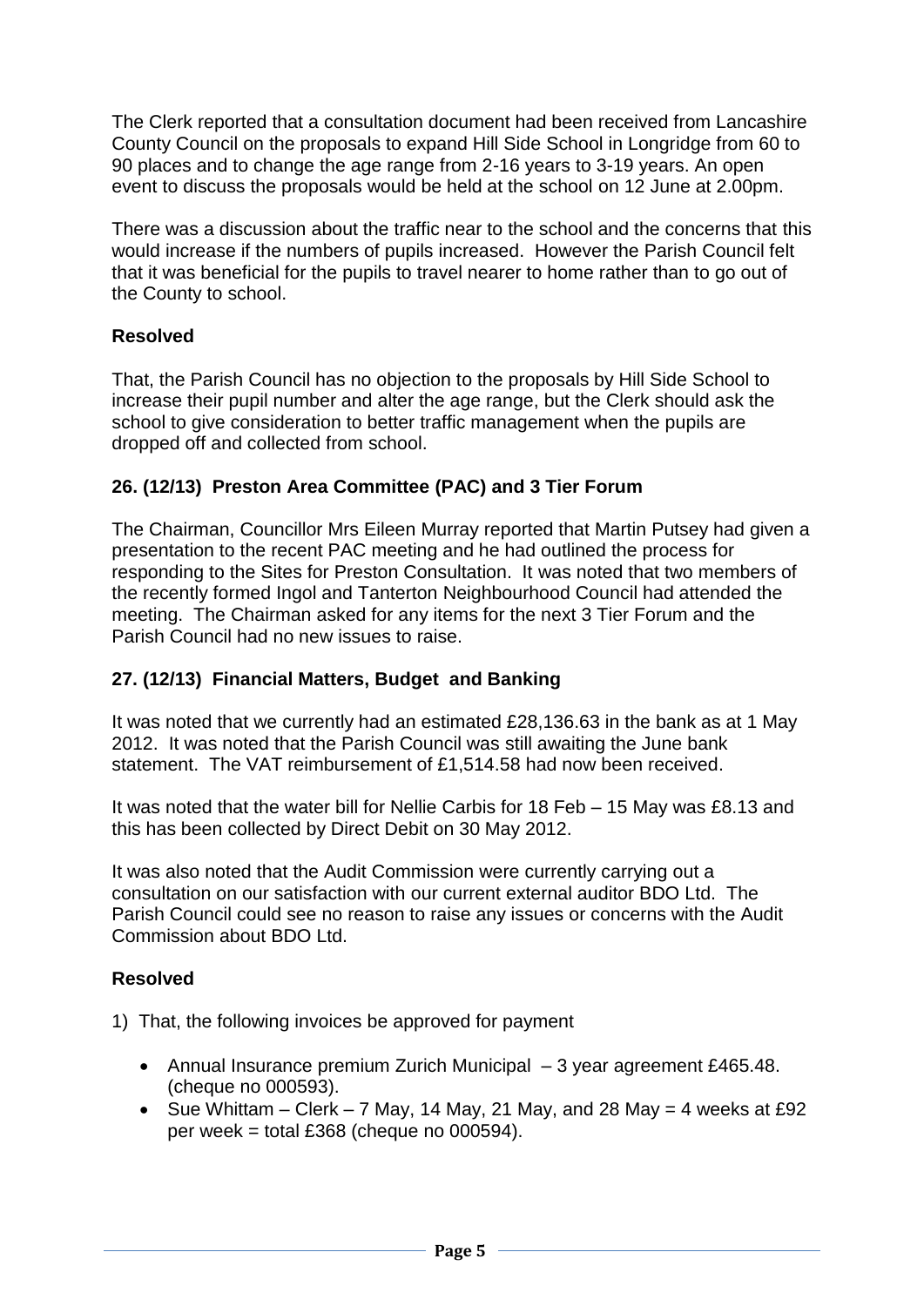The Clerk reported that a consultation document had been received from Lancashire County Council on the proposals to expand Hill Side School in Longridge from 60 to 90 places and to change the age range from 2-16 years to 3-19 years. An open event to discuss the proposals would be held at the school on 12 June at 2.00pm.

There was a discussion about the traffic near to the school and the concerns that this would increase if the numbers of pupils increased. However the Parish Council felt that it was beneficial for the pupils to travel nearer to home rather than to go out of the County to school.

**Resolved**

That, the Parish Council has no objection to the proposals by Hill Side School to increase their pupil number and alter the age range, but the Clerk should ask the school to give consideration to better traffic management when the pupils are dropped off and collected from school.

## 26. (12/13) Preston Area Committee (PAC) and 3 Tier Forum

The Chairman, Councillor Mrs Eileen Murray reported that Martin Putsey had given a presentation to the recent PAC meeting and he had outlined the process for responding to the Sites for Preston Consultation. It was noted that two members of the recently formed Ingol and Tanterton Neighbourhood Council had attended the meeting. The Chairman asked for any items for the next 3 Tier Forum and the Parish Council had no new issues to raise.

## 27. (12/13) Financial Matters, Budget and Banking

It was noted that we currently had an estimated £28,136.63 in the bank as at 1 May 2012. It was noted that the Parish Council was still awaiting the June bank statement. The VAT reimbursement of £1,514.58 had now been received.

It was noted that the water bill for Nellie Carbis for 18 Feb – 15 May was £8.13 and this has been collected by Direct Debit on 30 May 2012.

It was also noted that the Audit Commission were currently carrying out a consultation on our satisfaction with our current external auditor BDO Ltd. The Parish Council could see no reason to raise any issues or concerns with the Audit Commission about BDO Ltd.

**Resolved**

1) That, the following invoices be approved for payment

   - Annual Insurance premium Zurich Municipal – 3 year agreement £465.48. (cheque no 000593).
   - Sue Whittam – Clerk – 7 May, 14 May, 21 May, and 28 May = 4 weeks at £92 per week = total £368 (cheque no 000594).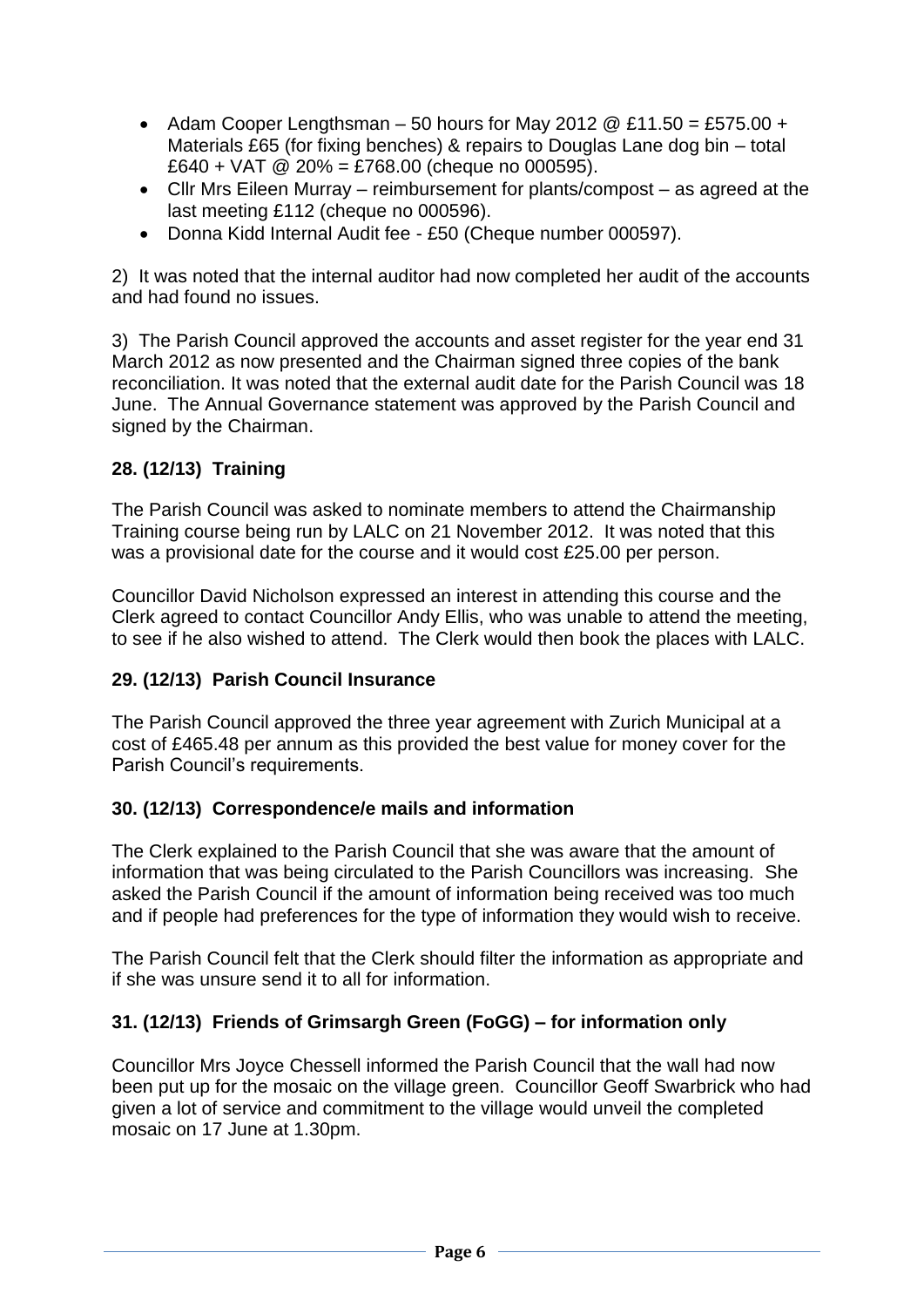- Adam Cooper Lengthsman – 50 hours for May 2012 @ £11.50 = £575.00 + Materials £65 (for fixing benches) & repairs to Douglas Lane dog bin – total £640 + VAT @ 20% = £768.00 (cheque no 000595).
- Cllr Mrs Eileen Murray – reimbursement for plants/compost – as agreed at the last meeting £112 (cheque no 000596).
- Donna Kidd Internal Audit fee - £50 (Cheque number 000597).

2) It was noted that the internal auditor had now completed her audit of the accounts and had found no issues.

3) The Parish Council approved the accounts and asset register for the year end 31 March 2012 as now presented and the Chairman signed three copies of the bank reconciliation. It was noted that the external audit date for the Parish Council was 18 June. The Annual Governance statement was approved by the Parish Council and signed by the Chairman.

### 28. (12/13) Training

The Parish Council was asked to nominate members to attend the Chairmanship Training course being run by LALC on 21 November 2012. It was noted that this was a provisional date for the course and it would cost £25.00 per person.

Councillor David Nicholson expressed an interest in attending this course and the Clerk agreed to contact Councillor Andy Ellis, who was unable to attend the meeting, to see if he also wished to attend. The Clerk would then book the places with LALC.

### 29. (12/13) Parish Council Insurance

The Parish Council approved the three year agreement with Zurich Municipal at a cost of £465.48 per annum as this provided the best value for money cover for the Parish Council's requirements.

### 30. (12/13) Correspondence/e mails and information

The Clerk explained to the Parish Council that she was aware that the amount of information that was being circulated to the Parish Councillors was increasing. She asked the Parish Council if the amount of information being received was too much and if people had preferences for the type of information they would wish to receive.

The Parish Council felt that the Clerk should filter the information as appropriate and if she was unsure send it to all for information.

### 31. (12/13) Friends of Grimsargh Green (FoGG) – for information only

Councillor Mrs Joyce Chessell informed the Parish Council that the wall had now been put up for the mosaic on the village green. Councillor Geoff Swarbrick who had given a lot of service and commitment to the village would unveil the completed mosaic on 17 June at 1.30pm.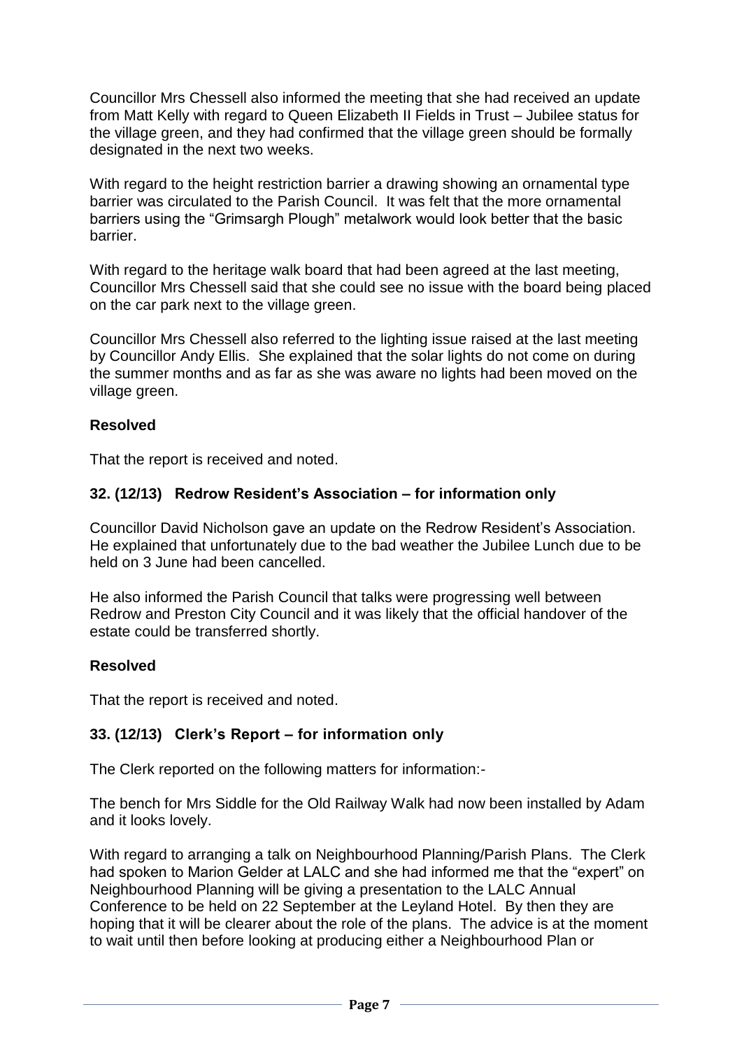Councillor Mrs Chessell also informed the meeting that she had received an update from Matt Kelly with regard to Queen Elizabeth II Fields in Trust – Jubilee status for the village green, and they had confirmed that the village green should be formally designated in the next two weeks.

With regard to the height restriction barrier a drawing showing an ornamental type barrier was circulated to the Parish Council. It was felt that the more ornamental barriers using the "Grimsargh Plough" metalwork would look better that the basic barrier.

With regard to the heritage walk board that had been agreed at the last meeting, Councillor Mrs Chessell said that she could see no issue with the board being placed on the car park next to the village green.

Councillor Mrs Chessell also referred to the lighting issue raised at the last meeting by Councillor Andy Ellis. She explained that the solar lights do not come on during the summer months and as far as she was aware no lights had been moved on the village green.

**Resolved**

That the report is received and noted.

### 32. (12/13) Redrow Resident's Association – for information only

Councillor David Nicholson gave an update on the Redrow Resident's Association. He explained that unfortunately due to the bad weather the Jubilee Lunch due to be held on 3 June had been cancelled.

He also informed the Parish Council that talks were progressing well between Redrow and Preston City Council and it was likely that the official handover of the estate could be transferred shortly.

**Resolved**

That the report is received and noted.

### 33. (12/13) Clerk's Report – for information only

The Clerk reported on the following matters for information:-

The bench for Mrs Siddle for the Old Railway Walk had now been installed by Adam and it looks lovely.

With regard to arranging a talk on Neighbourhood Planning/Parish Plans. The Clerk had spoken to Marion Gelder at LALC and she had informed me that the "expert" on Neighbourhood Planning will be giving a presentation to the LALC Annual Conference to be held on 22 September at the Leyland Hotel. By then they are hoping that it will be clearer about the role of the plans. The advice is at the moment to wait until then before looking at producing either a Neighbourhood Plan or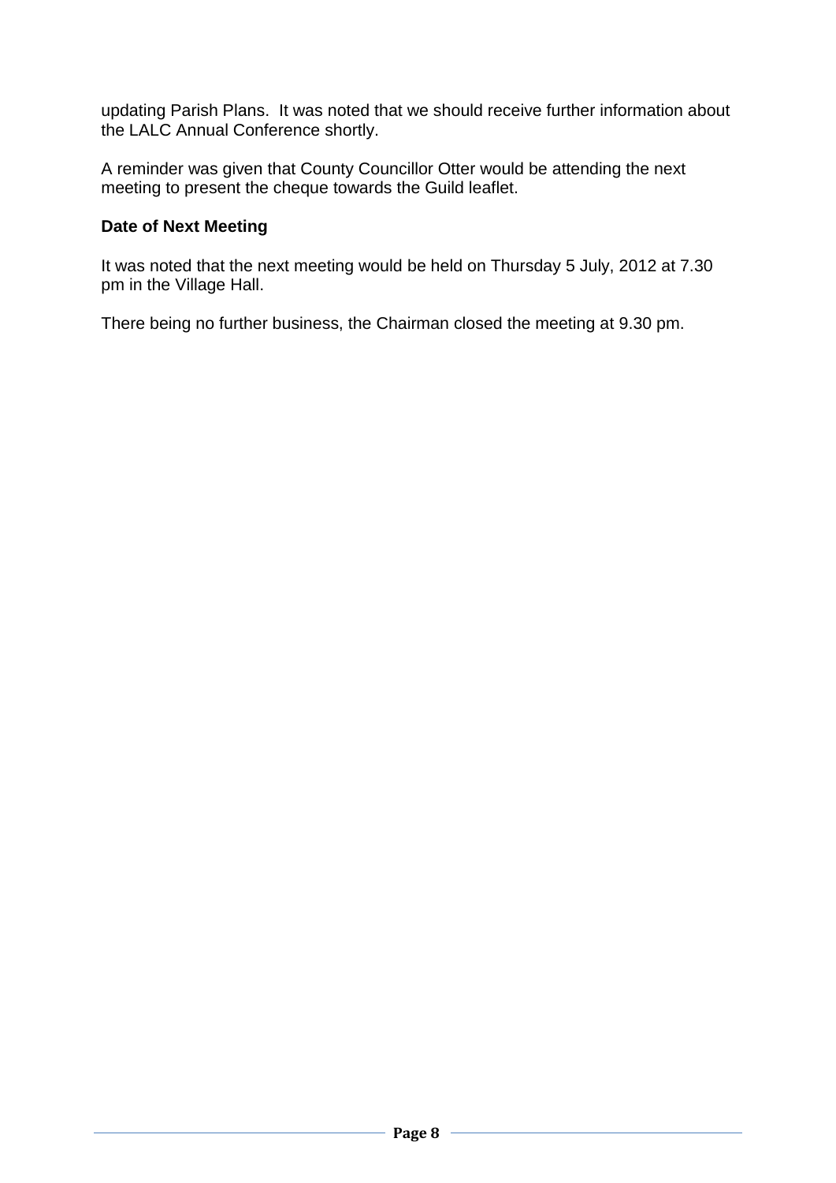updating Parish Plans.  It was noted that we should receive further information about the LALC Annual Conference shortly.

A reminder was given that County Councillor Otter would be attending the next meeting to present the cheque towards the Guild leaflet.

**Date of Next Meeting**

It was noted that the next meeting would be held on Thursday 5 July, 2012 at 7.30 pm in the Village Hall.

There being no further business, the Chairman closed the meeting at 9.30 pm.